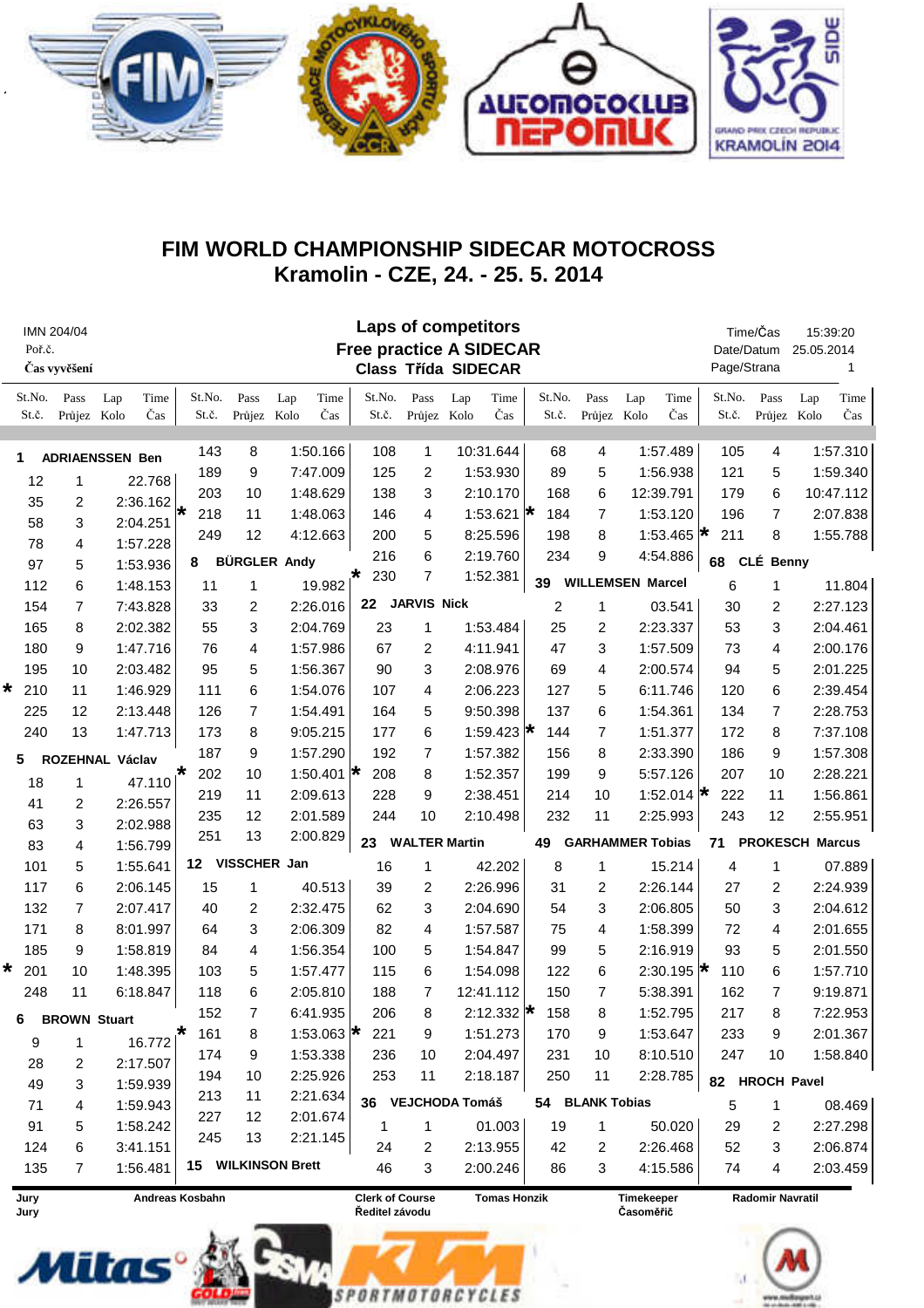# FIM WORLD CHAMPIONSHIP SIDECAR MOTOCROSS

## Kramolin - CZE, 24. - 25. 5. 2014

IMN 204/04
Poř.č.
Čas vyvěšení

**Laps of competitors**
**Free practice A SIDECAR**
**Class Třída SIDECAR**

Time/Čas 15:39:20
Date/Datum 25.05.2014
Page/Strana 1

| St.No. St.č. | Pass Průjez | Lap Kolo | Time Čas |
|---|---|---|---|
| **1 ADRIAENSSEN Ben** | | | |
| 12 | 1 | | 22.768 |
| 35 | 2 | | 2:36.162 |
| 58 | 3 | | 2:04.251 |
| 78 | 4 | | 1:57.228 |
| 97 | 5 | | 1:53.936 |
| 112 | 6 | | 1:48.153 |
| 154 | 7 | | 7:43.828 |
| 165 | 8 | | 2:02.382 |
| 180 | 9 | | 1:47.716 |
| 195 | 10 | | 2:03.482 |
| * 210 | 11 | | 1:46.929 |
| 225 | 12 | | 2:13.448 |
| 240 | 13 | | 1:47.713 |
| **5 ROZEHNAL Václav** | | | |
| 18 | 1 | | 47.110 |
| 41 | 2 | | 2:26.557 |
| 63 | 3 | | 2:02.988 |
| 83 | 4 | | 1:56.799 |
| 101 | 5 | | 1:55.641 |
| 117 | 6 | | 2:06.145 |
| 132 | 7 | | 2:07.417 |
| 171 | 8 | | 8:01.997 |
| 185 | 9 | | 1:58.819 |
| * 201 | 10 | | 1:48.395 |
| 248 | 11 | | 6:18.847 |
| **6 BROWN Stuart** | | | |
| 9 | 1 | | 16.772 |
| 28 | 2 | | 2:17.507 |
| 49 | 3 | | 1:59.939 |
| 71 | 4 | | 1:59.943 |
| 91 | 5 | | 1:58.242 |
| 124 | 6 | | 3:41.151 |
| 135 | 7 | | 1:56.481 |
| 143 | 8 | | 1:50.166 |
| 189 | 9 | | 7:47.009 |
| 203 | 10 | | 1:48.629 |
| * 218 | 11 | | 1:48.063 |
| 249 | 12 | | 4:12.663 |
| **8 BÜRGLER Andy** | | | |
| 11 | 1 | | 19.982 |
| 33 | 2 | | 2:26.016 |
| 55 | 3 | | 2:04.769 |
| 76 | 4 | | 1:57.986 |
| 95 | 5 | | 1:56.367 |
| 111 | 6 | | 1:54.076 |
| 126 | 7 | | 1:54.491 |
| 173 | 8 | | 9:05.215 |
| 187 | 9 | | 1:57.290 |
| * 202 | 10 | | 1:50.401 |
| 219 | 11 | | 2:09.613 |
| 235 | 12 | | 2:01.589 |
| 251 | 13 | | 2:00.829 |
| **12 VISSCHER Jan** | | | |
| 15 | 1 | | 40.513 |
| 40 | 2 | | 2:32.475 |
| 64 | 3 | | 2:06.309 |
| 84 | 4 | | 1:56.354 |
| 103 | 5 | | 1:57.477 |
| 118 | 6 | | 2:05.810 |
| 152 | 7 | | 6:41.935 |
| * 161 | 8 | | 1:53.063 |
| 174 | 9 | | 1:53.338 |
| 194 | 10 | | 2:25.926 |
| 213 | 11 | | 2:21.634 |
| 227 | 12 | | 2:01.674 |
| 245 | 13 | | 2:21.145 |
| **15 WILKINSON Brett** | | | |
| 108 | 1 | | 10:31.644 |
| 125 | 2 | | 1:53.930 |
| 138 | 3 | | 2:10.170 |
| * 146 | 4 | | 1:53.621 |
| 200 | 5 | | 8:25.596 |
| 216 | 6 | | 2:19.760 |
| 230 | 7 | | 1:52.381 |
| **22 JARVIS Nick** | | | |
| 23 | 1 | | 1:53.484 |
| 67 | 2 | | 4:11.941 |
| 90 | 3 | | 2:08.976 |
| 107 | 4 | | 2:06.223 |
| 164 | 5 | | 9:50.398 |
| 177 | 6 | | 1:59.423 |
| 192 | 7 | | 1:57.382 |
| * 208 | 8 | | 1:52.357 |
| 228 | 9 | | 2:38.451 |
| 244 | 10 | | 2:10.498 |
| **23 WALTER Martin** | | | |
| 16 | 1 | | 42.202 |
| 39 | 2 | | 2:26.996 |
| 62 | 3 | | 2:04.690 |
| 82 | 4 | | 1:57.587 |
| 100 | 5 | | 1:54.847 |
| 115 | 6 | | 1:54.098 |
| 188 | 7 | | 12:41.112 |
| 206 | 8 | | 2:12.332 |
| * 221 | 9 | | 1:51.273 |
| 236 | 10 | | 2:04.497 |
| 253 | 11 | | 2:18.187 |
| **36 VEJCHODA Tomáš** | | | |
| 1 | 1 | | 01.003 |
| 24 | 2 | | 2:13.955 |
| 46 | 3 | | 2:00.246 |
| 68 | 4 | | 1:57.489 |
| 89 | 5 | | 1:56.938 |
| 168 | 6 | | 12:39.791 |
| * 184 | 7 | | 1:53.120 |
| 198 | 8 | | 1:53.465 |
| 234 | 9 | | 4:54.886 |
| **39 WILLEMSEN Marcel** | | | |
| 2 | 1 | | 03.541 |
| 25 | 2 | | 2:23.337 |
| 47 | 3 | | 1:57.509 |
| 69 | 4 | | 2:00.574 |
| 127 | 5 | | 6:11.746 |
| 137 | 6 | | 1:54.361 |
| * 144 | 7 | | 1:51.377 |
| 156 | 8 | | 2:33.390 |
| 199 | 9 | | 5:57.126 |
| * 214 | 10 | | 1:52.014 |
| 232 | 11 | | 2:25.993 |
| **49 GARHAMMER Tobias** | | | |
| 8 | 1 | | 15.214 |
| 31 | 2 | | 2:26.144 |
| 54 | 3 | | 2:04.612 |
| 75 | 4 | | 1:58.399 |
| 99 | 5 | | 2:16.919 |
| 122 | 6 | | 2:30.195 |
| 150 | 7 | | 5:38.391 |
| * 158 | 8 | | 1:52.795 |
| 170 | 9 | | 1:53.647 |
| 231 | 10 | | 8:10.510 |
| 250 | 11 | | 2:28.785 |
| **54 BLANK Tobias** | | | |
| 19 | 1 | | 50.020 |
| 42 | 2 | | 2:26.468 |
| 86 | 3 | | 4:15.586 |
| 105 | 4 | | 1:57.310 |
| 121 | 5 | | 1:59.340 |
| 179 | 6 | | 10:47.112 |
| 196 | 7 | | 2:07.838 |
| * 211 | 8 | | 1:55.788 |
| **68 CLÉ Benny** | | | |
| 6 | 1 | | 11.804 |
| 30 | 2 | | 2:27.123 |
| 53 | 3 | | 2:04.461 |
| 73 | 4 | | 2:00.176 |
| 94 | 5 | | 2:01.225 |
| 120 | 6 | | 2:39.454 |
| 134 | 7 | | 2:28.753 |
| 172 | 8 | | 7:37.108 |
| 186 | 9 | | 1:57.308 |
| 207 | 10 | | 2:28.221 |
| * 222 | 11 | | 1:56.861 |
| 243 | 12 | | 2:55.951 |
| **71 PROKESCH Marcus** | | | |
| 4 | 1 | | 07.889 |
| 27 | 2 | | 2:24.939 |
| 50 | 3 | | 2:04.612 |
| 72 | 4 | | 2:01.655 |
| 93 | 5 | | 2:01.550 |
| * 110 | 6 | | 1:57.710 |
| 162 | 7 | | 9:19.871 |
| 217 | 8 | | 7:22.953 |
| 233 | 9 | | 2:01.367 |
| 247 | 10 | | 1:58.840 |
| **82 HROCH Pavel** | | | |
| 5 | 1 | | 08.469 |
| 29 | 2 | | 2:27.298 |
| 52 | 3 | | 2:06.874 |
| 74 | 4 | | 2:03.459 |

Jury / Jury: Andreas Kosbahn
Clerk of Course / Ředitel závodu: Tomas Honzik
Timekeeper / Časoměřič: Radomir Navratil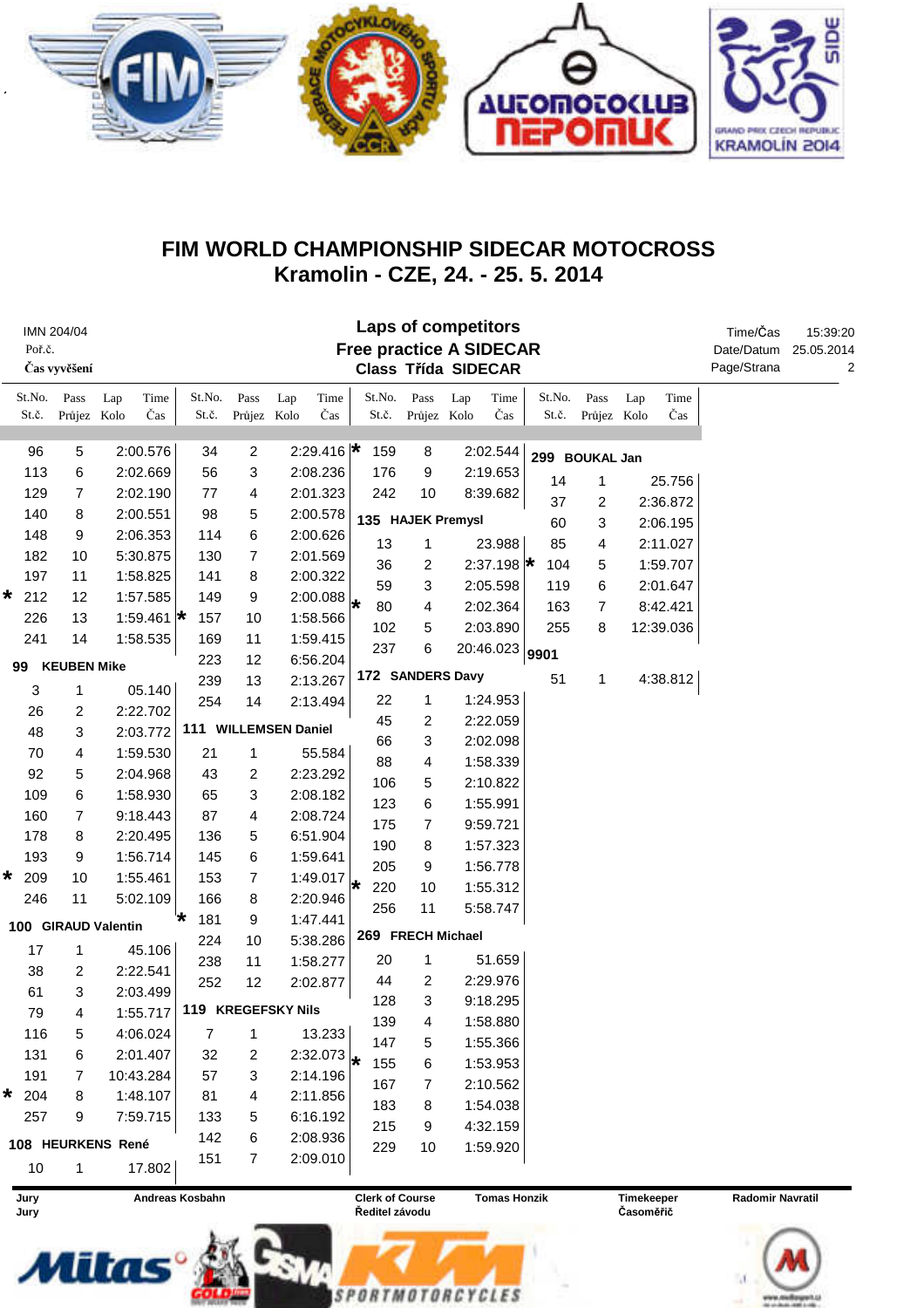# FIM WORLD CHAMPIONSHIP SIDECAR MOTOCROSS
## Kramolin - CZE, 24. - 25. 5. 2014

IMN 204/04
Poř.č.
Čas vyvěšení

**Laps of competitors**
**Free practice A SIDECAR**
**Class Třída SIDECAR**

Time/Čas 15:39:20
Date/Datum 25.05.2014
Page/Strana 2

| St.No. St.č. | Pass Průjez | Lap Kolo | Time Čas |
|---|---|---|---|
| 96 | 5 | | 2:00.576 |
| 113 | 6 | | 2:02.669 |
| 129 | 7 | | 2:02.190 |
| 140 | 8 | | 2:00.551 |
| 148 | 9 | | 2:06.353 |
| 182 | 10 | | 5:30.875 |
| 197 | 11 | | 1:58.825 |
| * 212 | 12 | | 1:57.585 |
| 226 | 13 | | 1:59.461 |
| 241 | 14 | | 1:58.535 |

**99 KEUBEN Mike**

| St.No. St.č. | Pass Průjez | Lap Kolo | Time Čas |
|---|---|---|---|
| 3 | 1 | | 05.140 |
| 26 | 2 | | 2:22.702 |
| 48 | 3 | | 2:03.772 |
| 70 | 4 | | 1:59.530 |
| 92 | 5 | | 2:04.968 |
| 109 | 6 | | 1:58.930 |
| 160 | 7 | | 9:18.443 |
| 178 | 8 | | 2:20.495 |
| 193 | 9 | | 1:56.714 |
| * 209 | 10 | | 1:55.461 |
| 246 | 11 | | 5:02.109 |

**100 GIRAUD Valentin**

| St.No. St.č. | Pass Průjez | Lap Kolo | Time Čas |
|---|---|---|---|
| 17 | 1 | | 45.106 |
| 38 | 2 | | 2:22.541 |
| 61 | 3 | | 2:03.499 |
| 79 | 4 | | 1:55.717 |
| 116 | 5 | | 4:06.024 |
| 131 | 6 | | 2:01.407 |
| 191 | 7 | | 10:43.284 |
| * 204 | 8 | | 1:48.107 |
| 257 | 9 | | 7:59.715 |

**108 HEURKENS René**

| St.No. St.č. | Pass Průjez | Lap Kolo | Time Čas |
|---|---|---|---|
| 10 | 1 | | 17.802 |
| 34 | 2 | | 2:29.416 |
| 56 | 3 | | 2:08.236 |
| 77 | 4 | | 2:01.323 |
| 98 | 5 | | 2:00.578 |
| 114 | 6 | | 2:00.626 |
| 130 | 7 | | 2:01.569 |
| 141 | 8 | | 2:00.322 |
| 149 | 9 | | 2:00.088 |
| * 157 | 10 | | 1:58.566 |
| 169 | 11 | | 1:59.415 |
| 223 | 12 | | 6:56.204 |
| 239 | 13 | | 2:13.267 |
| 254 | 14 | | 2:13.494 |

**111 WILLEMSEN Daniel**

| St.No. St.č. | Pass Průjez | Lap Kolo | Time Čas |
|---|---|---|---|
| 21 | 1 | | 55.584 |
| 43 | 2 | | 2:23.292 |
| 65 | 3 | | 2:08.182 |
| 87 | 4 | | 2:08.724 |
| 136 | 5 | | 6:51.904 |
| 145 | 6 | | 1:59.641 |
| 153 | 7 | | 1:49.017 |
| 166 | 8 | | 2:20.946 |
| * 181 | 9 | | 1:47.441 |
| 224 | 10 | | 5:38.286 |
| 238 | 11 | | 1:58.277 |
| 252 | 12 | | 2:02.877 |

**119 KREGEFSKY Nils**

| St.No. St.č. | Pass Průjez | Lap Kolo | Time Čas |
|---|---|---|---|
| 7 | 1 | | 13.233 |
| 32 | 2 | | 2:32.073 |
| 57 | 3 | | 2:14.196 |
| 81 | 4 | | 2:11.856 |
| 133 | 5 | | 6:16.192 |
| 142 | 6 | | 2:08.936 |
| 151 | 7 | | 2:09.010 |
| * 159 | 8 | | 2:02.544 |
| 176 | 9 | | 2:19.653 |
| 242 | 10 | | 8:39.682 |

**135 HAJEK Premysl**

| St.No. St.č. | Pass Průjez | Lap Kolo | Time Čas |
|---|---|---|---|
| 13 | 1 | | 23.988 |
| 36 | 2 | | 2:37.198 |
| 59 | 3 | | 2:05.598 |
| * 80 | 4 | | 2:02.364 |
| 102 | 5 | | 2:03.890 |
| 237 | 6 | | 20:46.023 |

**172 SANDERS Davy**

| St.No. St.č. | Pass Průjez | Lap Kolo | Time Čas |
|---|---|---|---|
| 22 | 1 | | 1:24.953 |
| 45 | 2 | | 2:22.059 |
| 66 | 3 | | 2:02.098 |
| 88 | 4 | | 1:58.339 |
| 106 | 5 | | 2:10.822 |
| 123 | 6 | | 1:55.991 |
| 175 | 7 | | 9:59.721 |
| 190 | 8 | | 1:57.323 |
| 205 | 9 | | 1:56.778 |
| * 220 | 10 | | 1:55.312 |
| 256 | 11 | | 5:58.747 |

**269 FRECH Michael**

| St.No. St.č. | Pass Průjez | Lap Kolo | Time Čas |
|---|---|---|---|
| 20 | 1 | | 51.659 |
| 44 | 2 | | 2:29.976 |
| 128 | 3 | | 9:18.295 |
| 139 | 4 | | 1:58.880 |
| 147 | 5 | | 1:55.366 |
| * 155 | 6 | | 1:53.953 |
| 167 | 7 | | 2:10.562 |
| 183 | 8 | | 1:54.038 |
| 215 | 9 | | 4:32.159 |
| 229 | 10 | | 1:59.920 |

**299 BOUKAL Jan**

| St.No. St.č. | Pass Průjez | Lap Kolo | Time Čas |
|---|---|---|---|
| 14 | 1 | | 25.756 |
| 37 | 2 | | 2:36.872 |
| 60 | 3 | | 2:06.195 |
| 85 | 4 | | 2:11.027 |
| * 104 | 5 | | 1:59.707 |
| 119 | 6 | | 2:01.647 |
| 163 | 7 | | 8:42.421 |
| 255 | 8 | | 12:39.036 |

**9901**

| St.No. St.č. | Pass Průjez | Lap Kolo | Time Čas |
|---|---|---|---|
| 51 | 1 | | 4:38.812 |

Jury / Jury: Andreas Kosbahn
Clerk of Course / Ředitel závodu: Tomas Honzik
Timekeeper / Časoměřič: Radomir Navratil